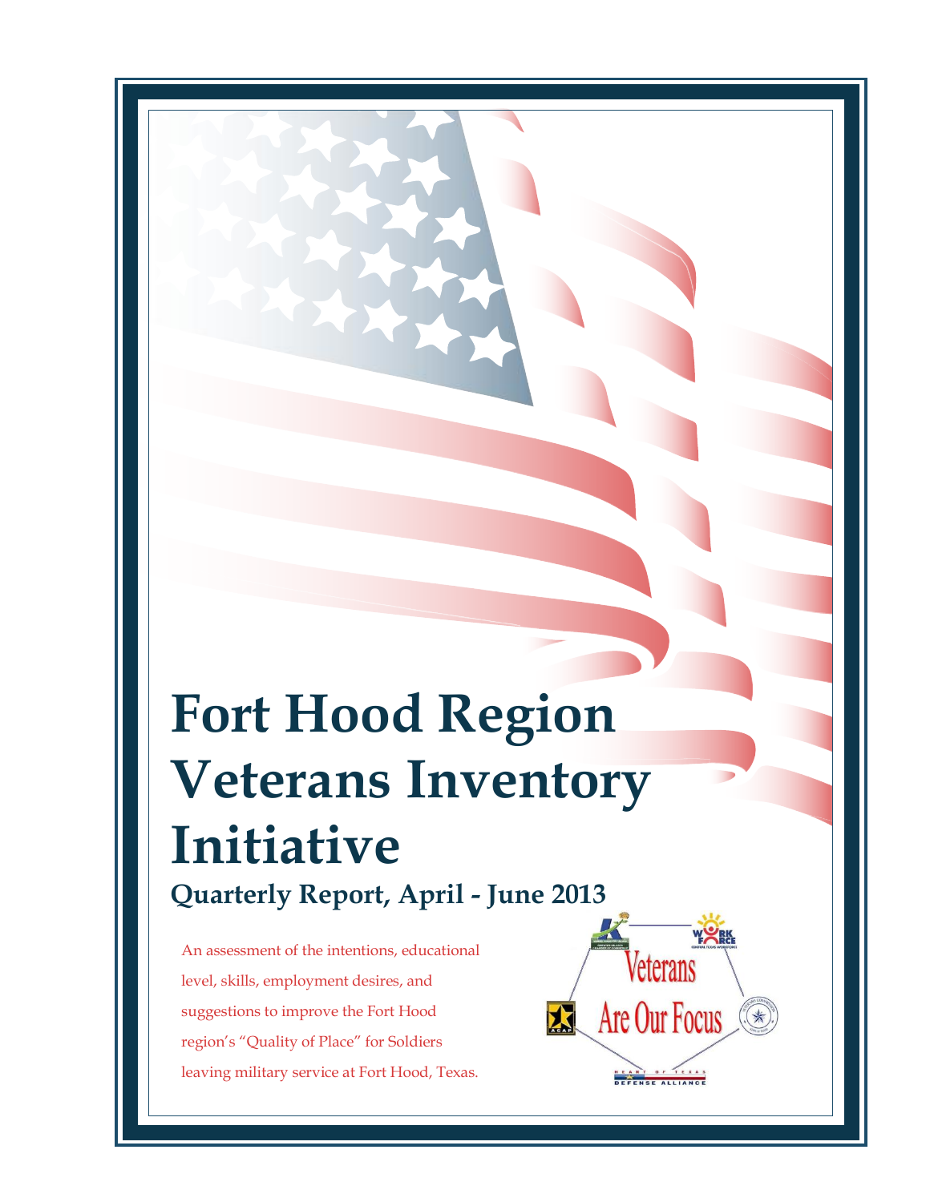# Fort Hood Region Veterans Inventory Initiative

## Quarterly Report, April - June 2013

An assessment of the intentions, educational level, skills, employment desires, and suggestions to improve the Fort Hood region's "Quality of Place" for Soldiers leaving military service at Fort Hood, Texas.

Veterans Are Our Focus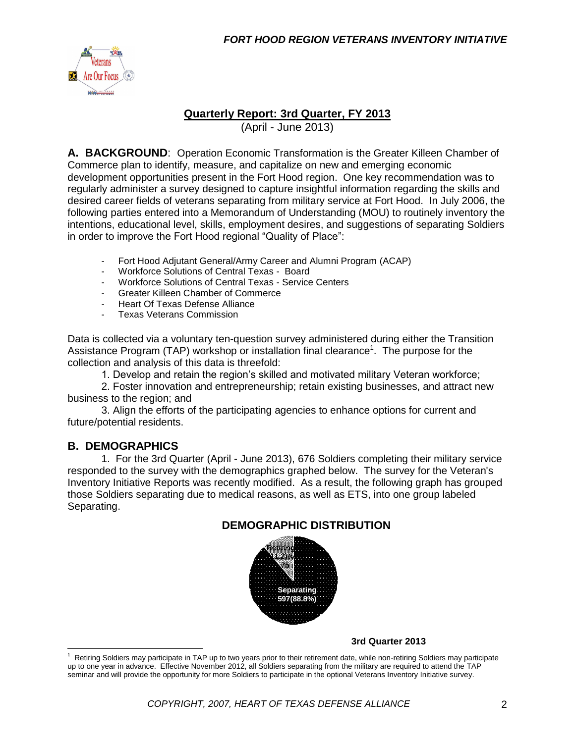## Quarterly Report: 3rd Quarter, FY 2013

(April - June 2013)

**A. BACKGROUND**: Operation Economic Transformation is the Greater Killeen Chamber of Commerce plan to identify, measure, and capitalize on new and emerging economic development opportunities present in the Fort Hood region. One key recommendation was to regularly administer a survey designed to capture insightful information regarding the skills and desired career fields of veterans separating from military service at Fort Hood. In July 2006, the following parties entered into a Memorandum of Understanding (MOU) to routinely inventory the intentions, educational level, skills, employment desires, and suggestions of separating Soldiers in order to improve the Fort Hood regional "Quality of Place":

- Fort Hood Adjutant General/Army Career and Alumni Program (ACAP)
- Workforce Solutions of Central Texas - Board
- Workforce Solutions of Central Texas - Service Centers
- Greater Killeen Chamber of Commerce
- Heart Of Texas Defense Alliance
- Texas Veterans Commission

Data is collected via a voluntary ten-question survey administered during either the Transition Assistance Program (TAP) workshop or installation final clearance[1]. The purpose for the collection and analysis of this data is threefold:

1. Develop and retain the region's skilled and motivated military Veteran workforce;
2. Foster innovation and entrepreneurship; retain existing businesses, and attract new business to the region; and
3. Align the efforts of the participating agencies to enhance options for current and future/potential residents.

## B. DEMOGRAPHICS

1. For the 3rd Quarter (April - June 2013), 676 Soldiers completing their military service responded to the survey with the demographics graphed below. The survey for the Veteran's Inventory Initiative Reports was recently modified. As a result, the following graph has grouped those Soldiers separating due to medical reasons, as well as ETS, into one group labeled Separating.

**DEMOGRAPHIC DISTRIBUTION**

Retiring 79 (11.2%)

Separating 597(88.8%)

**3rd Quarter 2013**

[1] Retiring Soldiers may participate in TAP up to two years prior to their retirement date, while non-retiring Soldiers may participate up to one year in advance. Effective November 2012, all Soldiers separating from the military are required to attend the TAP seminar and will provide the opportunity for more Soldiers to participate in the optional Veterans Inventory Initiative survey.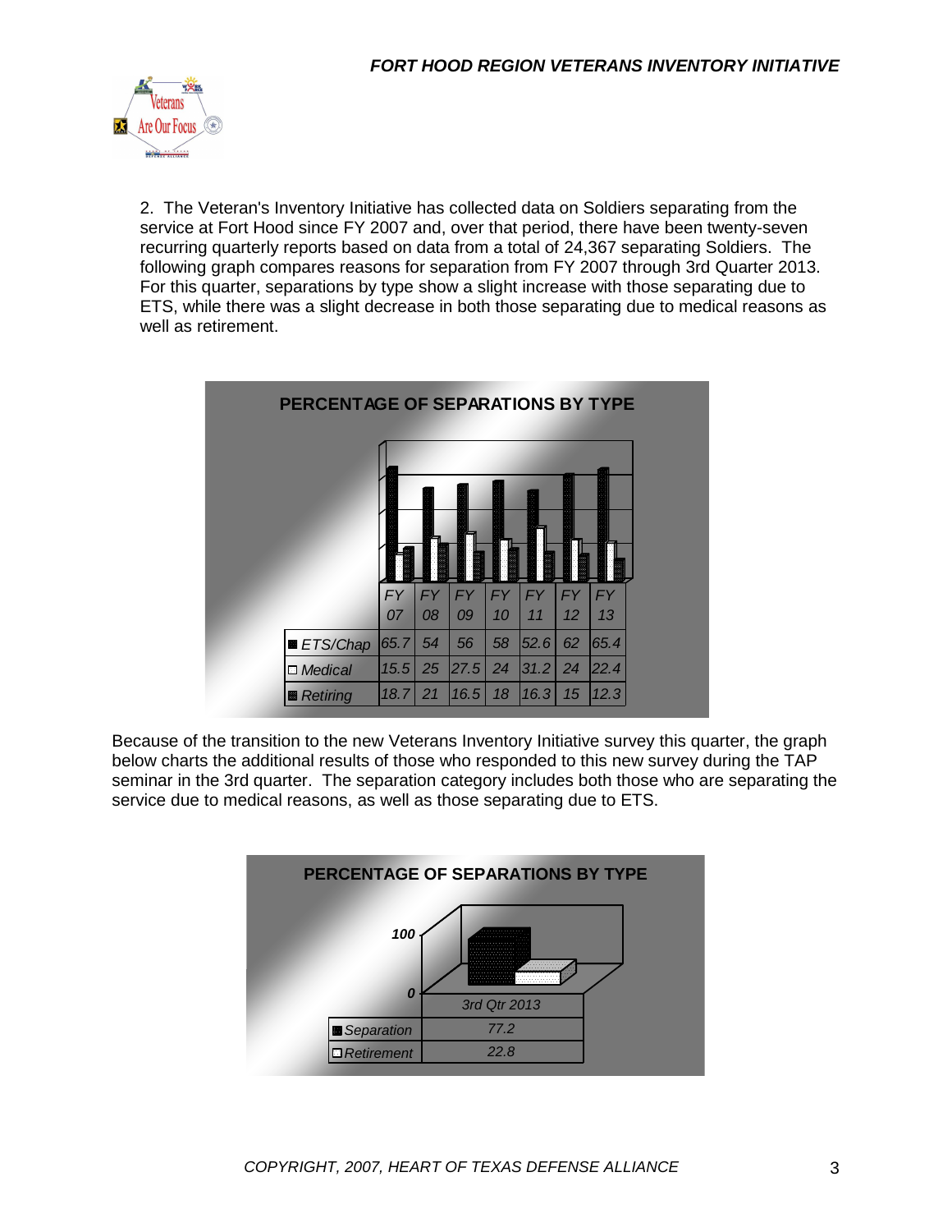2. The Veteran's Inventory Initiative has collected data on Soldiers separating from the service at Fort Hood since FY 2007 and, over that period, there have been twenty-seven recurring quarterly reports based on data from a total of 24,367 separating Soldiers. The following graph compares reasons for separation from FY 2007 through 3rd Quarter 2013. For this quarter, separations by type show a slight increase with those separating due to ETS, while there was a slight decrease in both those separating due to medical reasons as well as retirement.

**PERCENTAGE OF SEPARATIONS BY TYPE**

| | FY 07 | FY 08 | FY 09 | FY 10 | FY 11 | FY 12 | FY 13 |
|---|---|---|---|---|---|---|---|
| ETS/Chap | 65.7 | 54 | 56 | 58 | 52.6 | 62 | 65.4 |
| Medical | 15.5 | 25 | 27.5 | 24 | 31.2 | 24 | 22.4 |
| Retiring | 18.7 | 21 | 16.5 | 18 | 16.3 | 15 | 12.3 |

Because of the transition to the new Veterans Inventory Initiative survey this quarter, the graph below charts the additional results of those who responded to this new survey during the TAP seminar in the 3rd quarter. The separation category includes both those who are separating the service due to medical reasons, as well as those separating due to ETS.

**PERCENTAGE OF SEPARATIONS BY TYPE**

| | 3rd Qtr 2013 |
|---|---|
| Separation | 77.2 |
| Retirement | 22.8 |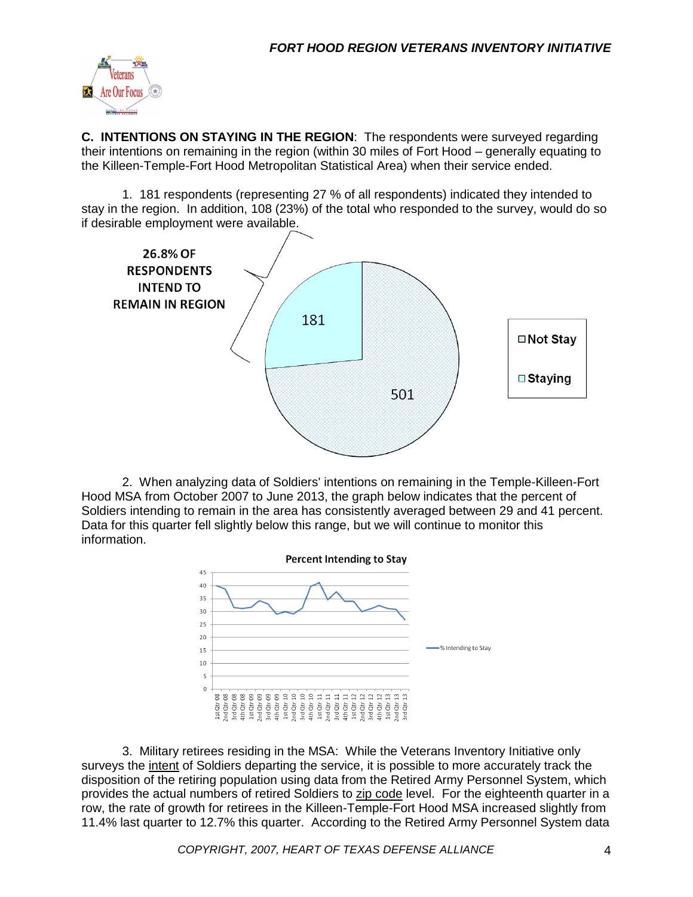**C. INTENTIONS ON STAYING IN THE REGION**: The respondents were surveyed regarding their intentions on remaining in the region (within 30 miles of Fort Hood – generally equating to the Killeen-Temple-Fort Hood Metropolitan Statistical Area) when their service ended.

1. 181 respondents (representing 27 % of all respondents) indicated they intended to stay in the region. In addition, 108 (23%) of the total who responded to the survey, would do so if desirable employment were available.

2. When analyzing data of Soldiers' intentions on remaining in the Temple-Killeen-Fort Hood MSA from October 2007 to June 2013, the graph below indicates that the percent of Soldiers intending to remain in the area has consistently averaged between 29 and 41 percent. Data for this quarter fell slightly below this range, but we will continue to monitor this information.

3. Military retirees residing in the MSA: While the Veterans Inventory Initiative only surveys the intent of Soldiers departing the service, it is possible to more accurately track the disposition of the retiring population using data from the Retired Army Personnel System, which provides the actual numbers of retired Soldiers to zip code level. For the eighteenth quarter in a row, the rate of growth for retirees in the Killeen-Temple-Fort Hood MSA increased slightly from 11.4% last quarter to 12.7% this quarter. According to the Retired Army Personnel System data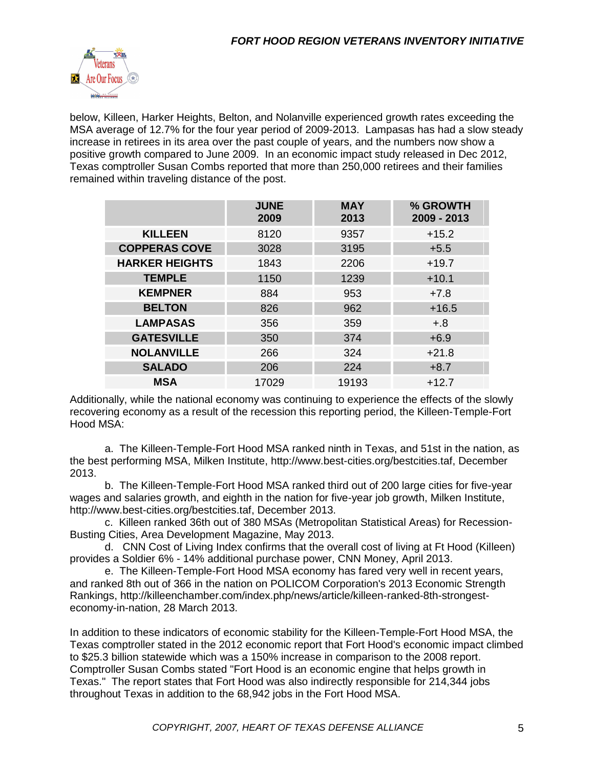below, Killeen, Harker Heights, Belton, and Nolanville experienced growth rates exceeding the MSA average of 12.7% for the four year period of 2009-2013. Lampasas has had a slow steady increase in retirees in its area over the past couple of years, and the numbers now show a positive growth compared to June 2009. In an economic impact study released in Dec 2012, Texas comptroller Susan Combs reported that more than 250,000 retirees and their families remained within traveling distance of the post.

| | JUNE 2009 | MAY 2013 | % GROWTH 2009 - 2013 |
|---|---|---|---|
| **KILLEEN** | 8120 | 9357 | +15.2 |
| **COPPERAS COVE** | 3028 | 3195 | +5.5 |
| **HARKER HEIGHTS** | 1843 | 2206 | +19.7 |
| **TEMPLE** | 1150 | 1239 | +10.1 |
| **KEMPNER** | 884 | 953 | +7.8 |
| **BELTON** | 826 | 962 | +16.5 |
| **LAMPASAS** | 356 | 359 | +.8 |
| **GATESVILLE** | 350 | 374 | +6.9 |
| **NOLANVILLE** | 266 | 324 | +21.8 |
| **SALADO** | 206 | 224 | +8.7 |
| **MSA** | 17029 | 19193 | +12.7 |

Additionally, while the national economy was continuing to experience the effects of the slowly recovering economy as a result of the recession this reporting period, the Killeen-Temple-Fort Hood MSA:

a. The Killeen-Temple-Fort Hood MSA ranked ninth in Texas, and 51st in the nation, as the best performing MSA, Milken Institute, http://www.best-cities.org/bestcities.taf, December 2013.

b. The Killeen-Temple-Fort Hood MSA ranked third out of 200 large cities for five-year wages and salaries growth, and eighth in the nation for five-year job growth, Milken Institute, http://www.best-cities.org/bestcities.taf, December 2013.

c. Killeen ranked 36th out of 380 MSAs (Metropolitan Statistical Areas) for Recession-Busting Cities, Area Development Magazine, May 2013.

d. CNN Cost of Living Index confirms that the overall cost of living at Ft Hood (Killeen) provides a Soldier 6% - 14% additional purchase power, CNN Money, April 2013.

e. The Killeen-Temple-Fort Hood MSA economy has fared very well in recent years, and ranked 8th out of 366 in the nation on POLICOM Corporation's 2013 Economic Strength Rankings, http://killeenchamber.com/index.php/news/article/killeen-ranked-8th-strongest-economy-in-nation, 28 March 2013.

In addition to these indicators of economic stability for the Killeen-Temple-Fort Hood MSA, the Texas comptroller stated in the 2012 economic report that Fort Hood's economic impact climbed to $25.3 billion statewide which was a 150% increase in comparison to the 2008 report. Comptroller Susan Combs stated "Fort Hood is an economic engine that helps growth in Texas." The report states that Fort Hood was also indirectly responsible for 214,344 jobs throughout Texas in addition to the 68,942 jobs in the Fort Hood MSA.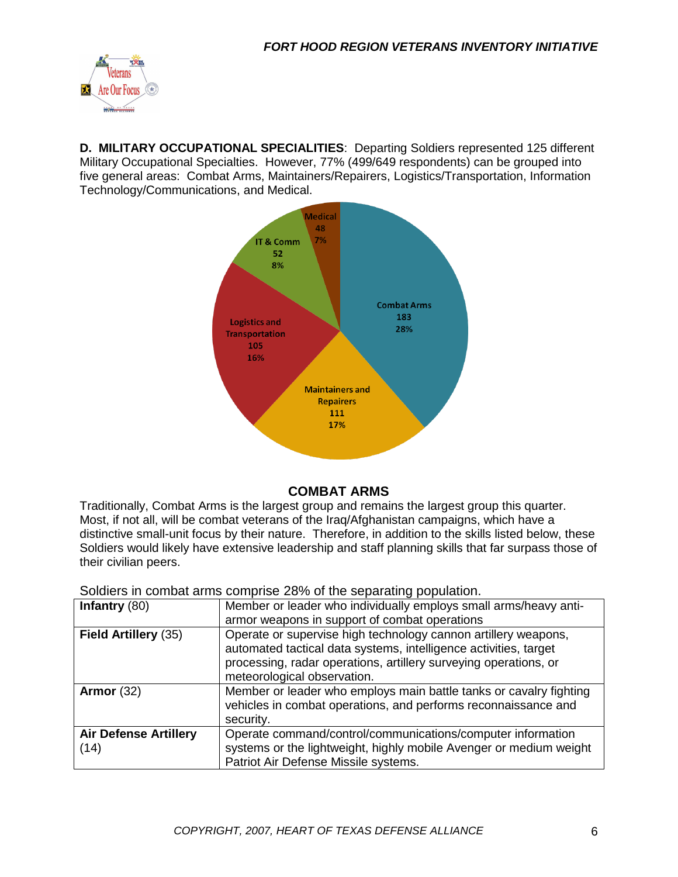**D. MILITARY OCCUPATIONAL SPECIALITIES**: Departing Soldiers represented 125 different Military Occupational Specialties. However, 77% (499/649 respondents) can be grouped into five general areas: Combat Arms, Maintainers/Repairers, Logistics/Transportation, Information Technology/Communications, and Medical.

Combat Arms 183 28%
Maintainers and Repairers 111 17%
Logistics and Transportation 105 16%
IT & Comm 52 8%
Medical 48 7%

## COMBAT ARMS

Traditionally, Combat Arms is the largest group and remains the largest group this quarter. Most, if not all, will be combat veterans of the Iraq/Afghanistan campaigns, which have a distinctive small-unit focus by their nature. Therefore, in addition to the skills listed below, these Soldiers would likely have extensive leadership and staff planning skills that far surpass those of their civilian peers.

Soldiers in combat arms comprise 28% of the separating population.

| | |
|---|---|
| **Infantry** (80) | Member or leader who individually employs small arms/heavy anti-armor weapons in support of combat operations |
| **Field Artillery** (35) | Operate or supervise high technology cannon artillery weapons, automated tactical data systems, intelligence activities, target processing, radar operations, artillery surveying operations, or meteorological observation. |
| **Armor** (32) | Member or leader who employs main battle tanks or cavalry fighting vehicles in combat operations, and performs reconnaissance and security. |
| **Air Defense Artillery** (14) | Operate command/control/communications/computer information systems or the lightweight, highly mobile Avenger or medium weight Patriot Air Defense Missile systems. |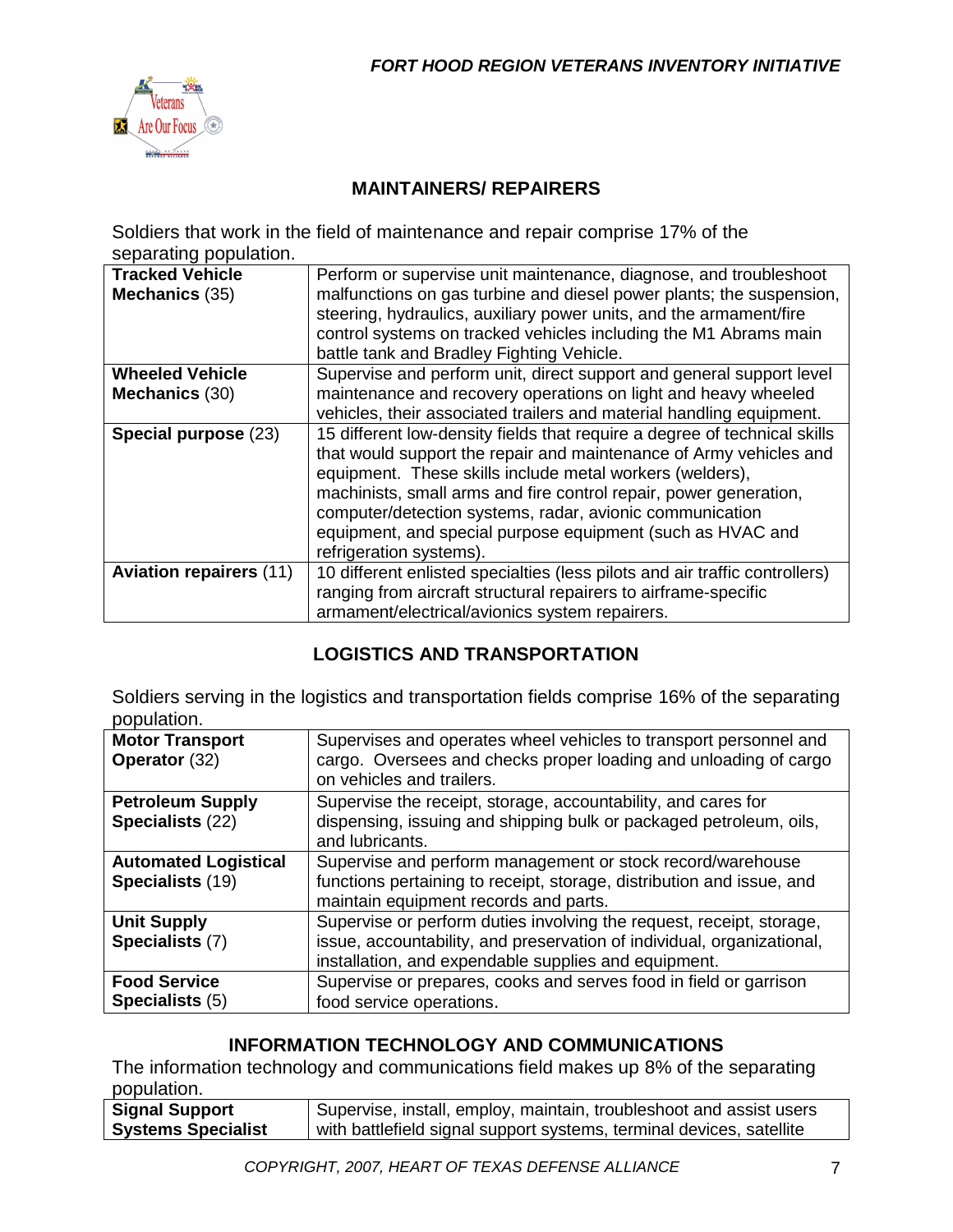## MAINTAINERS/ REPAIRERS

Soldiers that work in the field of maintenance and repair comprise 17% of the separating population.

| | |
|---|---|
| **Tracked Vehicle Mechanics** (35) | Perform or supervise unit maintenance, diagnose, and troubleshoot malfunctions on gas turbine and diesel power plants; the suspension, steering, hydraulics, auxiliary power units, and the armament/fire control systems on tracked vehicles including the M1 Abrams main battle tank and Bradley Fighting Vehicle. |
| **Wheeled Vehicle Mechanics** (30) | Supervise and perform unit, direct support and general support level maintenance and recovery operations on light and heavy wheeled vehicles, their associated trailers and material handling equipment. |
| **Special purpose** (23) | 15 different low-density fields that require a degree of technical skills that would support the repair and maintenance of Army vehicles and equipment. These skills include metal workers (welders), machinists, small arms and fire control repair, power generation, computer/detection systems, radar, avionic communication equipment, and special purpose equipment (such as HVAC and refrigeration systems). |
| **Aviation repairers** (11) | 10 different enlisted specialties (less pilots and air traffic controllers) ranging from aircraft structural repairers to airframe-specific armament/electrical/avionics system repairers. |

## LOGISTICS AND TRANSPORTATION

Soldiers serving in the logistics and transportation fields comprise 16% of the separating population.

| | |
|---|---|
| **Motor Transport Operator** (32) | Supervises and operates wheel vehicles to transport personnel and cargo. Oversees and checks proper loading and unloading of cargo on vehicles and trailers. |
| **Petroleum Supply Specialists** (22) | Supervise the receipt, storage, accountability, and cares for dispensing, issuing and shipping bulk or packaged petroleum, oils, and lubricants. |
| **Automated Logistical Specialists** (19) | Supervise and perform management or stock record/warehouse functions pertaining to receipt, storage, distribution and issue, and maintain equipment records and parts. |
| **Unit Supply Specialists** (7) | Supervise or perform duties involving the request, receipt, storage, issue, accountability, and preservation of individual, organizational, installation, and expendable supplies and equipment. |
| **Food Service Specialists** (5) | Supervise or prepares, cooks and serves food in field or garrison food service operations. |

## INFORMATION TECHNOLOGY AND COMMUNICATIONS

The information technology and communications field makes up 8% of the separating population.

| | |
|---|---|
| **Signal Support Systems Specialist** | Supervise, install, employ, maintain, troubleshoot and assist users with battlefield signal support systems, terminal devices, satellite |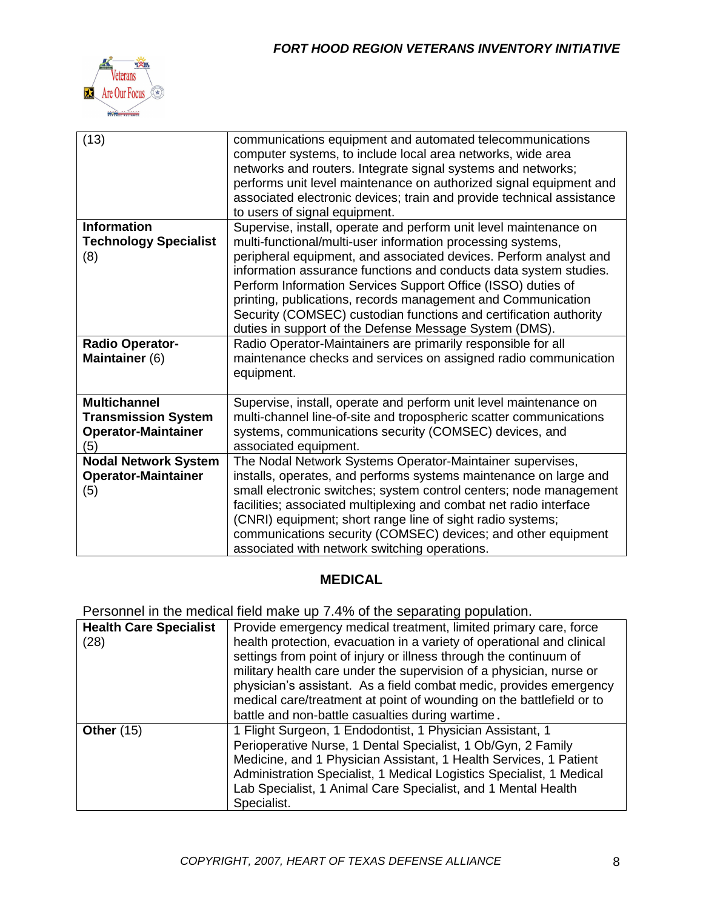| | |
|---|---|
| (13) | communications equipment and automated telecommunications computer systems, to include local area networks, wide area networks and routers. Integrate signal systems and networks; performs unit level maintenance on authorized signal equipment and associated electronic devices; train and provide technical assistance to users of signal equipment. |
| **Information Technology Specialist** (8) | Supervise, install, operate and perform unit level maintenance on multi-functional/multi-user information processing systems, peripheral equipment, and associated devices. Perform analyst and information assurance functions and conducts data system studies. Perform Information Services Support Office (ISSO) duties of printing, publications, records management and Communication Security (COMSEC) custodian functions and certification authority duties in support of the Defense Message System (DMS). |
| **Radio Operator-Maintainer** (6) | Radio Operator-Maintainers are primarily responsible for all maintenance checks and services on assigned radio communication equipment. |
| **Multichannel Transmission System Operator-Maintainer** (5) | Supervise, install, operate and perform unit level maintenance on multi-channel line-of-site and tropospheric scatter communications systems, communications security (COMSEC) devices, and associated equipment. |
| **Nodal Network System Operator-Maintainer** (5) | The Nodal Network Systems Operator-Maintainer supervises, installs, operates, and performs systems maintenance on large and small electronic switches; system control centers; node management facilities; associated multiplexing and combat net radio interface (CNRI) equipment; short range line of sight radio systems; communications security (COMSEC) devices; and other equipment associated with network switching operations. |

## MEDICAL

Personnel in the medical field make up 7.4% of the separating population.

| | |
|---|---|
| **Health Care Specialist** (28) | Provide emergency medical treatment, limited primary care, force health protection, evacuation in a variety of operational and clinical settings from point of injury or illness through the continuum of military health care under the supervision of a physician, nurse or physician's assistant. As a field combat medic, provides emergency medical care/treatment at point of wounding on the battlefield or to battle and non-battle casualties during wartime. |
| **Other** (15) | 1 Flight Surgeon, 1 Endodontist, 1 Physician Assistant, 1 Perioperative Nurse, 1 Dental Specialist, 1 Ob/Gyn, 2 Family Medicine, and 1 Physician Assistant, 1 Health Services, 1 Patient Administration Specialist, 1 Medical Logistics Specialist, 1 Medical Lab Specialist, 1 Animal Care Specialist, and 1 Mental Health Specialist. |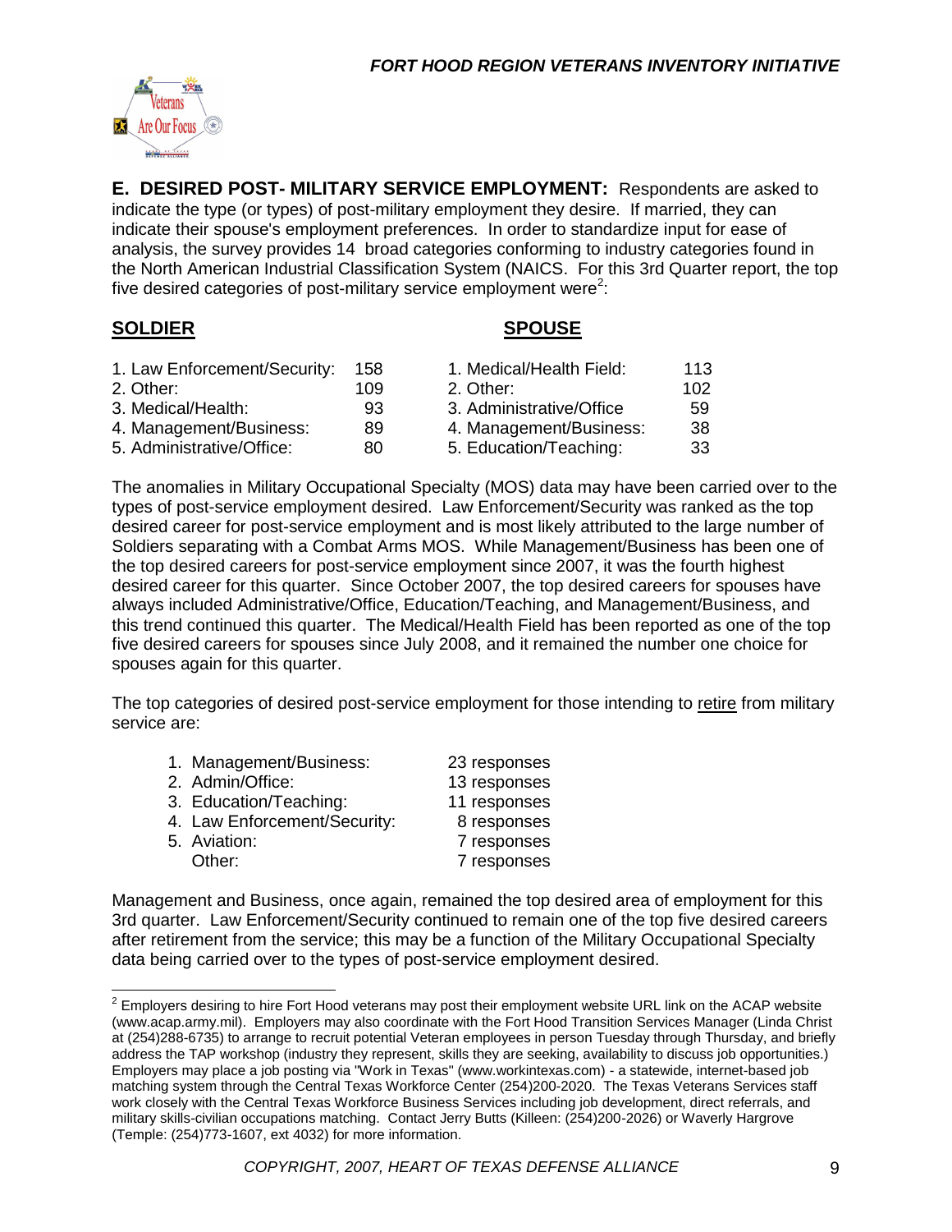**E. DESIRED POST- MILITARY SERVICE EMPLOYMENT:** Respondents are asked to indicate the type (or types) of post-military employment they desire. If married, they can indicate their spouse's employment preferences. In order to standardize input for ease of analysis, the survey provides 14 broad categories conforming to industry categories found in the North American Industrial Classification System (NAICS. For this 3rd Quarter report, the top five desired categories of post-military service employment were[2]:

| SOLDIER | | SPOUSE | |
|---|---|---|---|
| 1. Law Enforcement/Security: | 158 | 1. Medical/Health Field: | 113 |
| 2. Other: | 109 | 2. Other: | 102 |
| 3. Medical/Health: | 93 | 3. Administrative/Office | 59 |
| 4. Management/Business: | 89 | 4. Management/Business: | 38 |
| 5. Administrative/Office: | 80 | 5. Education/Teaching: | 33 |

The anomalies in Military Occupational Specialty (MOS) data may have been carried over to the types of post-service employment desired. Law Enforcement/Security was ranked as the top desired career for post-service employment and is most likely attributed to the large number of Soldiers separating with a Combat Arms MOS. While Management/Business has been one of the top desired careers for post-service employment since 2007, it was the fourth highest desired career for this quarter. Since October 2007, the top desired careers for spouses have always included Administrative/Office, Education/Teaching, and Management/Business, and this trend continued this quarter. The Medical/Health Field has been reported as one of the top five desired careers for spouses since July 2008, and it remained the number one choice for spouses again for this quarter.

The top categories of desired post-service employment for those intending to <u>retire</u> from military service are:

1. Management/Business: 23 responses
2. Admin/Office: 13 responses
3. Education/Teaching: 11 responses
4. Law Enforcement/Security: 8 responses
5. Aviation: 7 responses

   Other: 7 responses

Management and Business, once again, remained the top desired area of employment for this 3rd quarter. Law Enforcement/Security continued to remain one of the top five desired careers after retirement from the service; this may be a function of the Military Occupational Specialty data being carried over to the types of post-service employment desired.

---

[2] Employers desiring to hire Fort Hood veterans may post their employment website URL link on the ACAP website (www.acap.army.mil). Employers may also coordinate with the Fort Hood Transition Services Manager (Linda Christ at (254)288-6735) to arrange to recruit potential Veteran employees in person Tuesday through Thursday, and briefly address the TAP workshop (industry they represent, skills they are seeking, availability to discuss job opportunities.) Employers may place a job posting via "Work in Texas" (www.workintexas.com) - a statewide, internet-based job matching system through the Central Texas Workforce Center (254)200-2020. The Texas Veterans Services staff work closely with the Central Texas Workforce Business Services including job development, direct referrals, and military skills-civilian occupations matching. Contact Jerry Butts (Killeen: (254)200-2026) or Waverly Hargrove (Temple: (254)773-1607, ext 4032) for more information.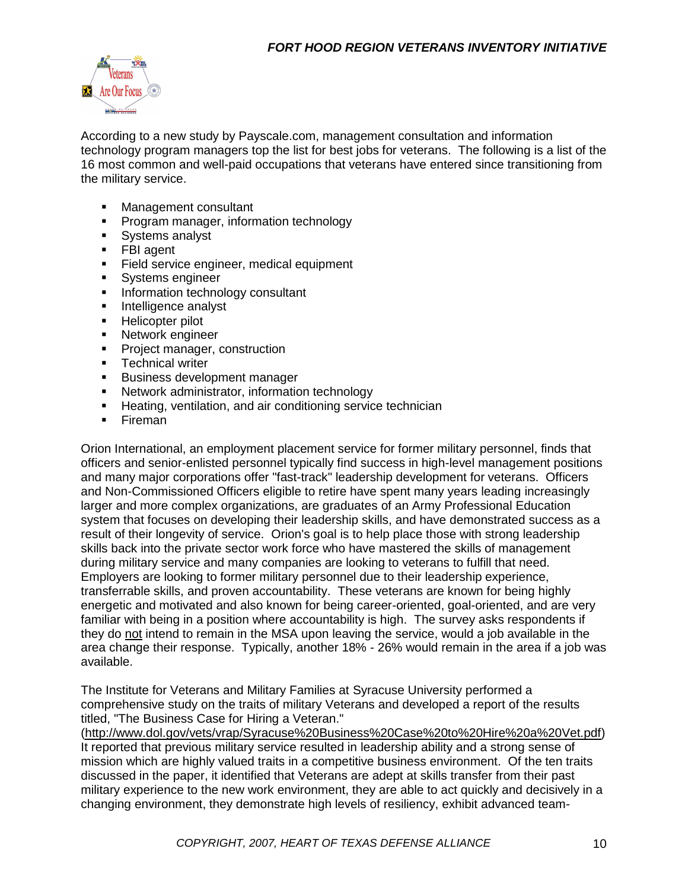According to a new study by Payscale.com, management consultation and information technology program managers top the list for best jobs for veterans. The following is a list of the 16 most common and well-paid occupations that veterans have entered since transitioning from the military service.

- Management consultant
- Program manager, information technology
- Systems analyst
- FBI agent
- Field service engineer, medical equipment
- Systems engineer
- Information technology consultant
- Intelligence analyst
- Helicopter pilot
- Network engineer
- Project manager, construction
- Technical writer
- Business development manager
- Network administrator, information technology
- Heating, ventilation, and air conditioning service technician
- Fireman

Orion International, an employment placement service for former military personnel, finds that officers and senior-enlisted personnel typically find success in high-level management positions and many major corporations offer "fast-track" leadership development for veterans. Officers and Non-Commissioned Officers eligible to retire have spent many years leading increasingly larger and more complex organizations, are graduates of an Army Professional Education system that focuses on developing their leadership skills, and have demonstrated success as a result of their longevity of service. Orion's goal is to help place those with strong leadership skills back into the private sector work force who have mastered the skills of management during military service and many companies are looking to veterans to fulfill that need. Employers are looking to former military personnel due to their leadership experience, transferrable skills, and proven accountability. These veterans are known for being highly energetic and motivated and also known for being career-oriented, goal-oriented, and are very familiar with being in a position where accountability is high. The survey asks respondents if they do <u>not</u> intend to remain in the MSA upon leaving the service, would a job available in the area change their response. Typically, another 18% - 26% would remain in the area if a job was available.

The Institute for Veterans and Military Families at Syracuse University performed a comprehensive study on the traits of military Veterans and developed a report of the results titled, "The Business Case for Hiring a Veteran." (http://www.dol.gov/vets/vrap/Syracuse%20Business%20Case%20to%20Hire%20a%20Vet.pdf) It reported that previous military service resulted in leadership ability and a strong sense of mission which are highly valued traits in a competitive business environment. Of the ten traits discussed in the paper, it identified that Veterans are adept at skills transfer from their past military experience to the new work environment, they are able to act quickly and decisively in a changing environment, they demonstrate high levels of resiliency, exhibit advanced team-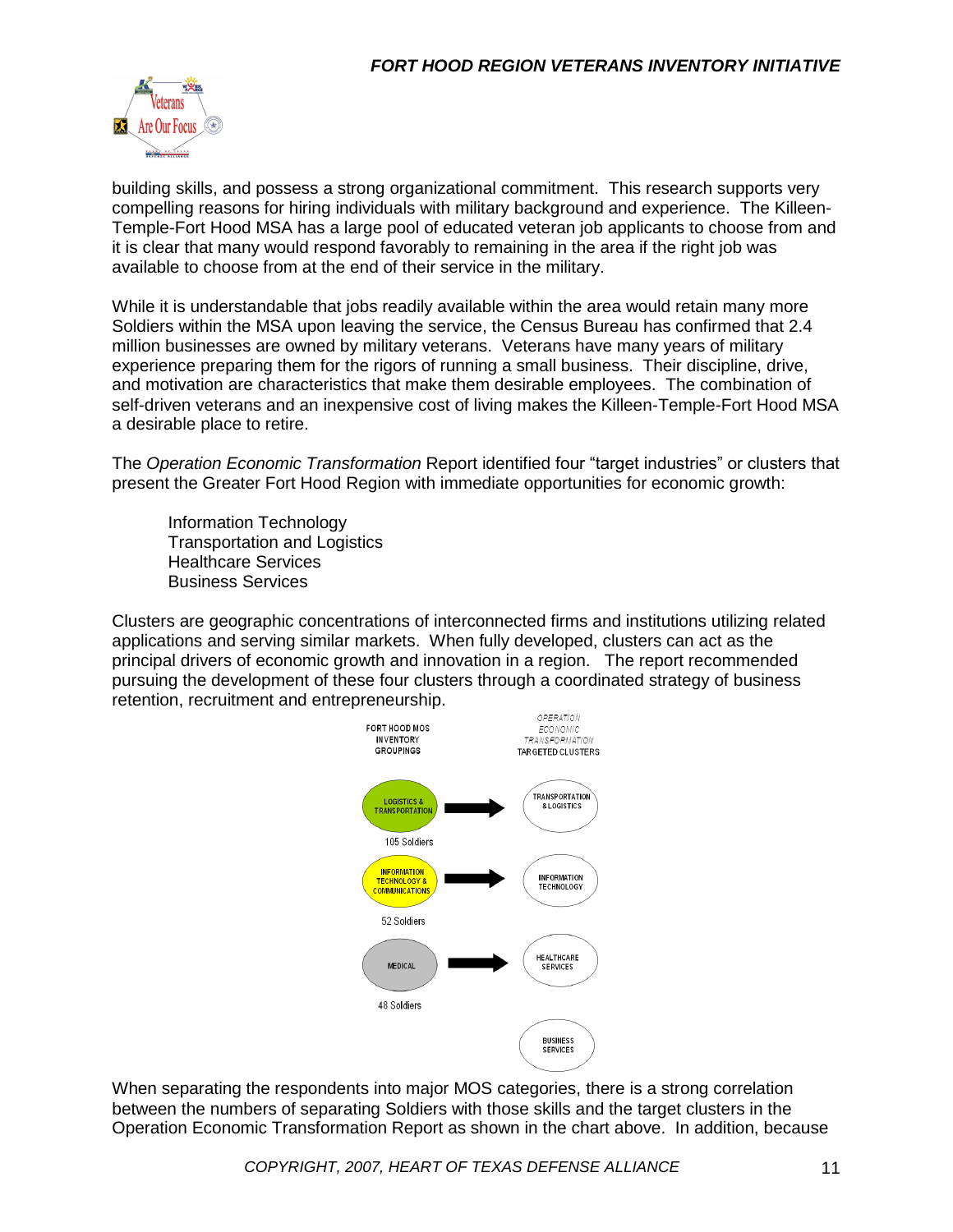building skills, and possess a strong organizational commitment. This research supports very compelling reasons for hiring individuals with military background and experience. The Killeen-Temple-Fort Hood MSA has a large pool of educated veteran job applicants to choose from and it is clear that many would respond favorably to remaining in the area if the right job was available to choose from at the end of their service in the military.

While it is understandable that jobs readily available within the area would retain many more Soldiers within the MSA upon leaving the service, the Census Bureau has confirmed that 2.4 million businesses are owned by military veterans. Veterans have many years of military experience preparing them for the rigors of running a small business. Their discipline, drive, and motivation are characteristics that make them desirable employees. The combination of self-driven veterans and an inexpensive cost of living makes the Killeen-Temple-Fort Hood MSA a desirable place to retire.

The *Operation Economic Transformation* Report identified four "target industries" or clusters that present the Greater Fort Hood Region with immediate opportunities for economic growth:

- Information Technology
- Transportation and Logistics
- Healthcare Services
- Business Services

Clusters are geographic concentrations of interconnected firms and institutions utilizing related applications and serving similar markets. When fully developed, clusters can act as the principal drivers of economic growth and innovation in a region. The report recommended pursuing the development of these four clusters through a coordinated strategy of business retention, recruitment and entrepreneurship.

| FORT HOOD MOS INVENTORY GROUPINGS | | *OPERATION ECONOMIC TRANSFORMATION* TARGETED CLUSTERS |
|---|---|---|
| LOGISTICS & TRANSPORTATION (105 Soldiers) | → | TRANSPORTATION & LOGISTICS |
| INFORMATION TECHNOLOGY & COMMUNICATIONS (52 Soldiers) | → | INFORMATION TECHNOLOGY |
| MEDICAL (48 Soldiers) | → | HEALTHCARE SERVICES |
| | | BUSINESS SERVICES |

When separating the respondents into major MOS categories, there is a strong correlation between the numbers of separating Soldiers with those skills and the target clusters in the Operation Economic Transformation Report as shown in the chart above. In addition, because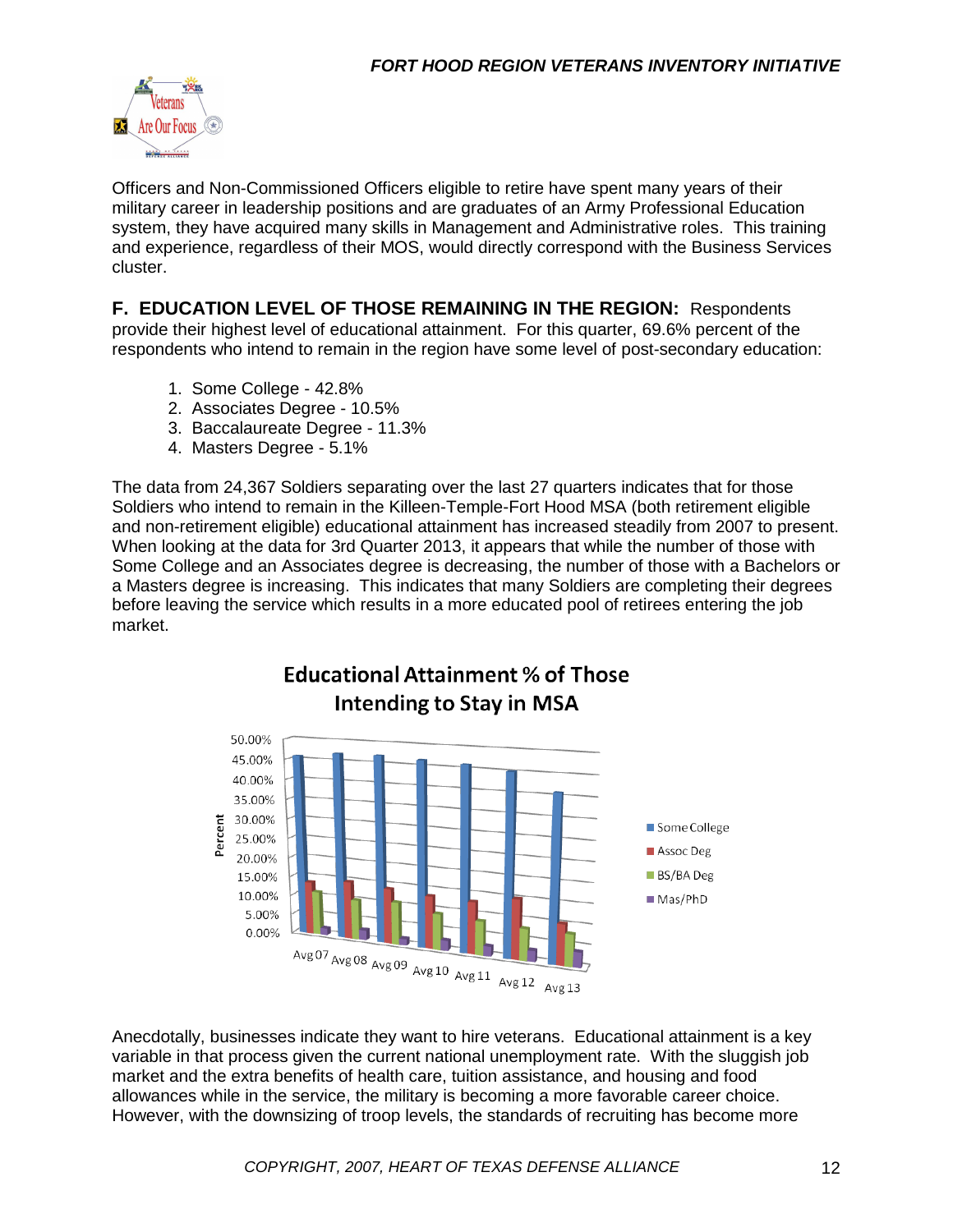Officers and Non-Commissioned Officers eligible to retire have spent many years of their military career in leadership positions and are graduates of an Army Professional Education system, they have acquired many skills in Management and Administrative roles. This training and experience, regardless of their MOS, would directly correspond with the Business Services cluster.

**F. EDUCATION LEVEL OF THOSE REMAINING IN THE REGION:** Respondents provide their highest level of educational attainment. For this quarter, 69.6% percent of the respondents who intend to remain in the region have some level of post-secondary education:

1. Some College - 42.8%
2. Associates Degree - 10.5%
3. Baccalaureate Degree - 11.3%
4. Masters Degree - 5.1%

The data from 24,367 Soldiers separating over the last 27 quarters indicates that for those Soldiers who intend to remain in the Killeen-Temple-Fort Hood MSA (both retirement eligible and non-retirement eligible) educational attainment has increased steadily from 2007 to present. When looking at the data for 3rd Quarter 2013, it appears that while the number of those with Some College and an Associates degree is decreasing, the number of those with a Bachelors or a Masters degree is increasing. This indicates that many Soldiers are completing their degrees before leaving the service which results in a more educated pool of retirees entering the job market.

**Educational Attainment % of Those Intending to Stay in MSA**

Anecdotally, businesses indicate they want to hire veterans. Educational attainment is a key variable in that process given the current national unemployment rate. With the sluggish job market and the extra benefits of health care, tuition assistance, and housing and food allowances while in the service, the military is becoming a more favorable career choice. However, with the downsizing of troop levels, the standards of recruiting has become more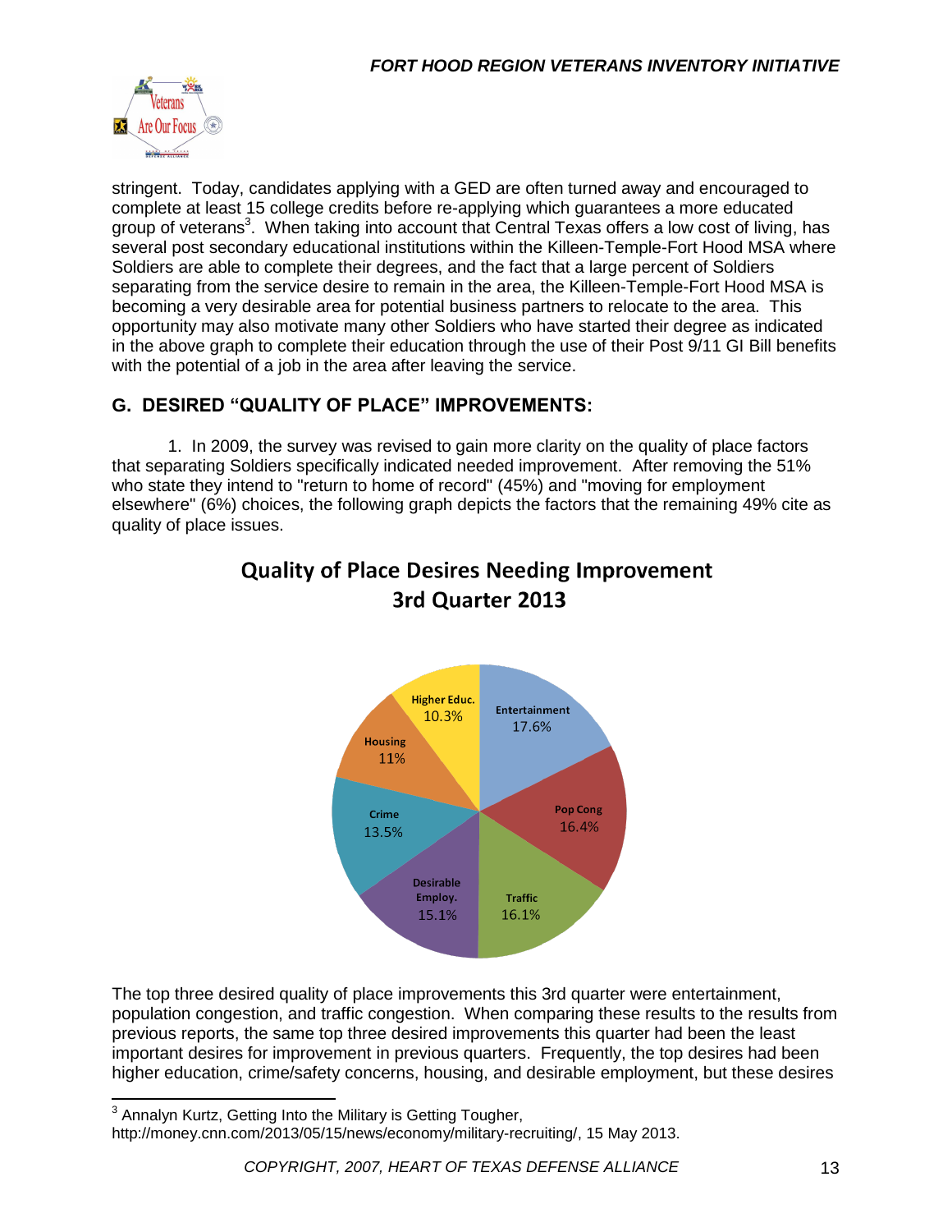stringent. Today, candidates applying with a GED are often turned away and encouraged to complete at least 15 college credits before re-applying which guarantees a more educated group of veterans[3]. When taking into account that Central Texas offers a low cost of living, has several post secondary educational institutions within the Killeen-Temple-Fort Hood MSA where Soldiers are able to complete their degrees, and the fact that a large percent of Soldiers separating from the service desire to remain in the area, the Killeen-Temple-Fort Hood MSA is becoming a very desirable area for potential business partners to relocate to the area. This opportunity may also motivate many other Soldiers who have started their degree as indicated in the above graph to complete their education through the use of their Post 9/11 GI Bill benefits with the potential of a job in the area after leaving the service.

## G. DESIRED "QUALITY OF PLACE" IMPROVEMENTS:

1. In 2009, the survey was revised to gain more clarity on the quality of place factors that separating Soldiers specifically indicated needed improvement. After removing the 51% who state they intend to "return to home of record" (45%) and "moving for employment elsewhere" (6%) choices, the following graph depicts the factors that the remaining 49% cite as quality of place issues.

**Quality of Place Desires Needing Improvement 3rd Quarter 2013**

| Factor | Percent |
|---|---|
| Entertainment | 17.6% |
| Pop Cong | 16.4% |
| Traffic | 16.1% |
| Desirable Employ. | 15.1% |
| Crime | 13.5% |
| Housing | 11% |
| Higher Educ. | 10.3% |

The top three desired quality of place improvements this 3rd quarter were entertainment, population congestion, and traffic congestion. When comparing these results to the results from previous reports, the same top three desired improvements this quarter had been the least important desires for improvement in previous quarters. Frequently, the top desires had been higher education, crime/safety concerns, housing, and desirable employment, but these desires

[3] Annalyn Kurtz, Getting Into the Military is Getting Tougher, http://money.cnn.com/2013/05/15/news/economy/military-recruiting/, 15 May 2013.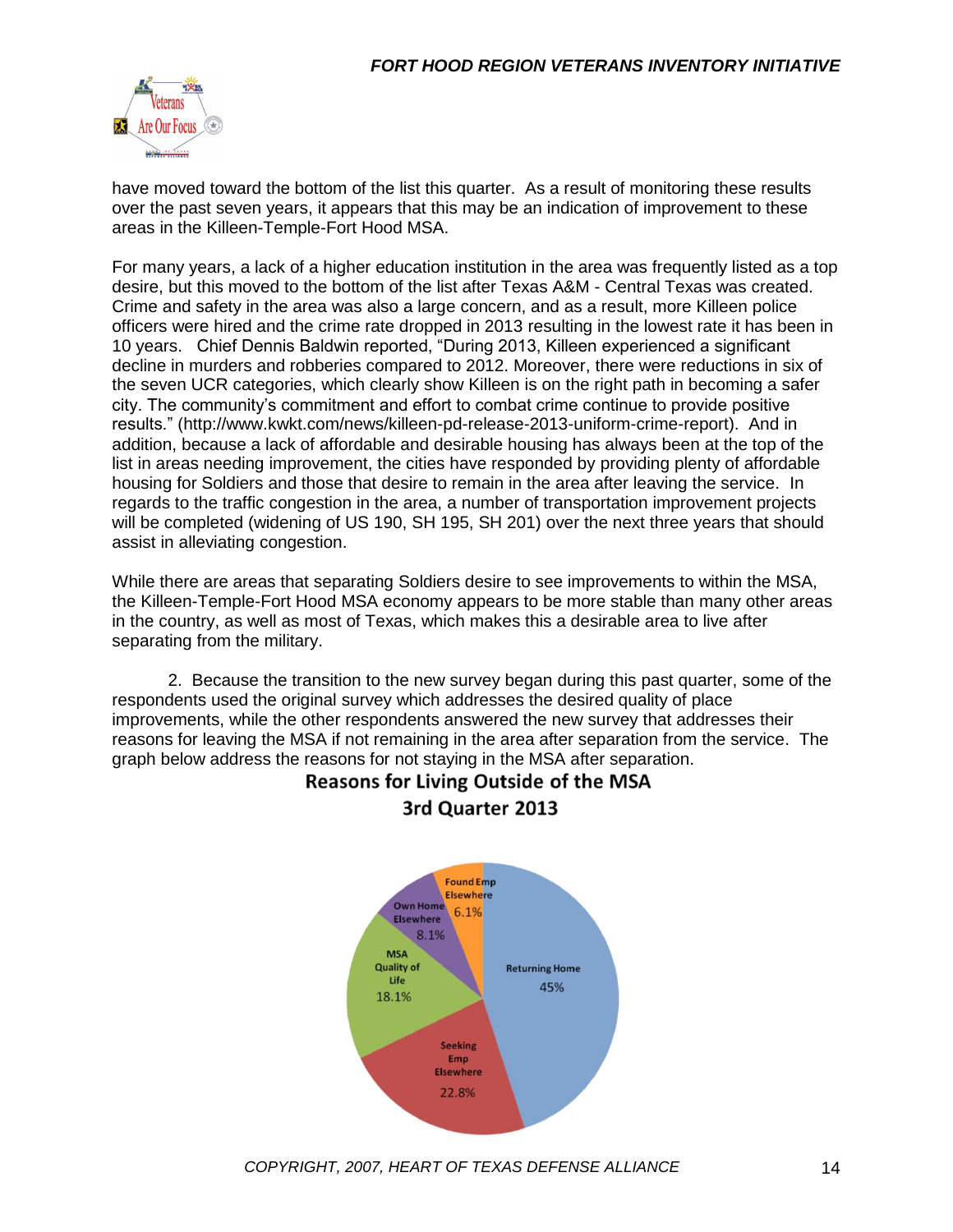have moved toward the bottom of the list this quarter. As a result of monitoring these results over the past seven years, it appears that this may be an indication of improvement to these areas in the Killeen-Temple-Fort Hood MSA.

For many years, a lack of a higher education institution in the area was frequently listed as a top desire, but this moved to the bottom of the list after Texas A&M - Central Texas was created. Crime and safety in the area was also a large concern, and as a result, more Killeen police officers were hired and the crime rate dropped in 2013 resulting in the lowest rate it has been in 10 years. Chief Dennis Baldwin reported, "During 2013, Killeen experienced a significant decline in murders and robberies compared to 2012. Moreover, there were reductions in six of the seven UCR categories, which clearly show Killeen is on the right path in becoming a safer city. The community's commitment and effort to combat crime continue to provide positive results." (http://www.kwkt.com/news/killeen-pd-release-2013-uniform-crime-report). And in addition, because a lack of affordable and desirable housing has always been at the top of the list in areas needing improvement, the cities have responded by providing plenty of affordable housing for Soldiers and those that desire to remain in the area after leaving the service. In regards to the traffic congestion in the area, a number of transportation improvement projects will be completed (widening of US 190, SH 195, SH 201) over the next three years that should assist in alleviating congestion.

While there are areas that separating Soldiers desire to see improvements to within the MSA, the Killeen-Temple-Fort Hood MSA economy appears to be more stable than many other areas in the country, as well as most of Texas, which makes this a desirable area to live after separating from the military.

2. Because the transition to the new survey began during this past quarter, some of the respondents used the original survey which addresses the desired quality of place improvements, while the other respondents answered the new survey that addresses their reasons for leaving the MSA if not remaining in the area after separation from the service. The graph below address the reasons for not staying in the MSA after separation.

**Reasons for Living Outside of the MSA**
**3rd Quarter 2013**

| Reason | Percent |
|---|---|
| Returning Home | 45% |
| Seeking Emp Elsewhere | 22.8% |
| MSA Quality of Life | 18.1% |
| Own Home Elsewhere | 8.1% |
| Found Emp Elsewhere | 6.1% |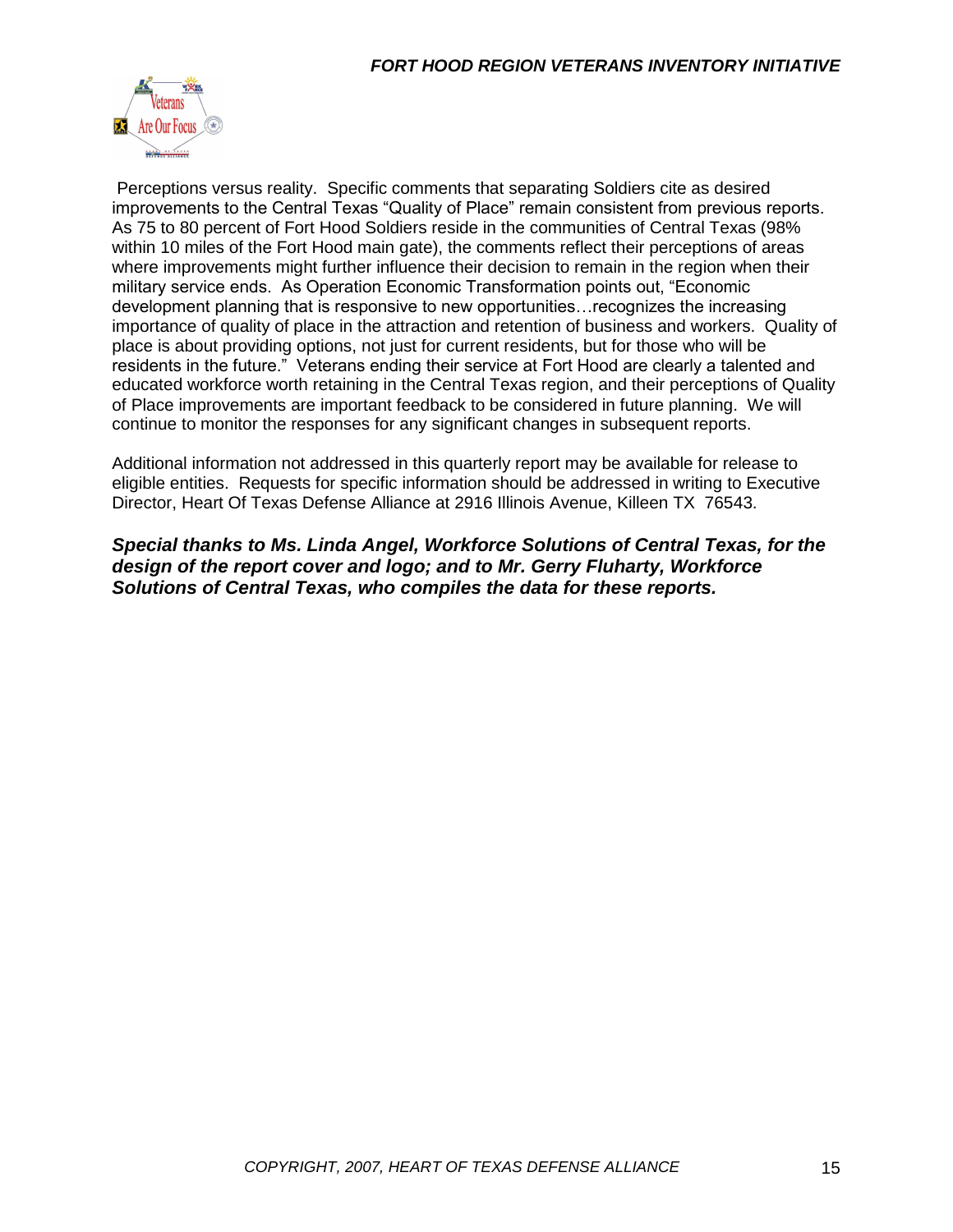Perceptions versus reality. Specific comments that separating Soldiers cite as desired improvements to the Central Texas "Quality of Place" remain consistent from previous reports. As 75 to 80 percent of Fort Hood Soldiers reside in the communities of Central Texas (98% within 10 miles of the Fort Hood main gate), the comments reflect their perceptions of areas where improvements might further influence their decision to remain in the region when their military service ends. As Operation Economic Transformation points out, "Economic development planning that is responsive to new opportunities…recognizes the increasing importance of quality of place in the attraction and retention of business and workers. Quality of place is about providing options, not just for current residents, but for those who will be residents in the future." Veterans ending their service at Fort Hood are clearly a talented and educated workforce worth retaining in the Central Texas region, and their perceptions of Quality of Place improvements are important feedback to be considered in future planning. We will continue to monitor the responses for any significant changes in subsequent reports.

Additional information not addressed in this quarterly report may be available for release to eligible entities. Requests for specific information should be addressed in writing to Executive Director, Heart Of Texas Defense Alliance at 2916 Illinois Avenue, Killeen TX 76543.

***Special thanks to Ms. Linda Angel, Workforce Solutions of Central Texas, for the design of the report cover and logo; and to Mr. Gerry Fluharty, Workforce Solutions of Central Texas, who compiles the data for these reports.***